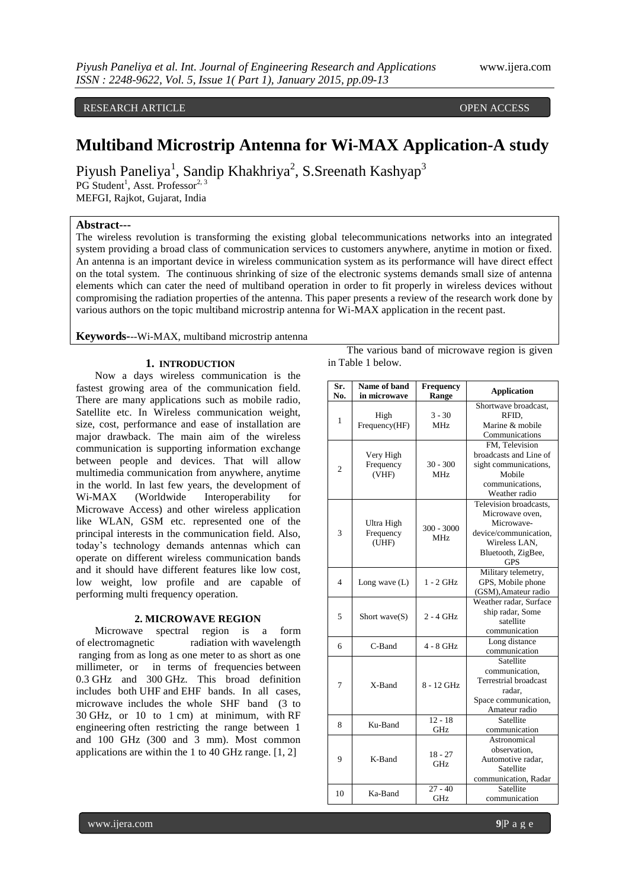RESEARCH ARTICLE OPEN ACCESS

# Multiband Microstrip Antenna for Wi-MAX Application-A study

Piyush Paneliya[1], Sandip Khakhriya[2], S.Sreenath Kashyap[3]

PG Student[1], Asst. Professor[2, 3]

MEFGI, Rajkot, Gujarat, India

**Abstract---**

The wireless revolution is transforming the existing global telecommunications networks into an integrated system providing a broad class of communication services to customers anywhere, anytime in motion or fixed. An antenna is an important device in wireless communication system as its performance will have direct effect on the total system. The continuous shrinking of size of the electronic systems demands small size of antenna elements which can cater the need of multiband operation in order to fit properly in wireless devices without compromising the radiation properties of the antenna. This paper presents a review of the research work done by various authors on the topic multiband microstrip antenna for Wi-MAX application in the recent past.

**Keywords---**Wi-MAX, multiband microstrip antenna

## 1. INTRODUCTION

Now a days wireless communication is the fastest growing area of the communication field. There are many applications such as mobile radio, Satellite etc. In Wireless communication weight, size, cost, performance and ease of installation are major drawback. The main aim of the wireless communication is supporting information exchange between people and devices. That will allow multimedia communication from anywhere, anytime in the world. In last few years, the development of Wi-MAX (Worldwide Interoperability for Microwave Access) and other wireless application like WLAN, GSM etc. represented one of the principal interests in the communication field. Also, today's technology demands antennas which can operate on different wireless communication bands and it should have different features like low cost, low weight, low profile and are capable of performing multi frequency operation.

## 2. MICROWAVE REGION

Microwave spectral region is a form of electromagnetic radiation with wavelength ranging from as long as one meter to as short as one millimeter, or in terms of frequencies between 0.3 GHz and 300 GHz. This broad definition includes both UHF and EHF bands. In all cases, microwave includes the whole SHF band (3 to 30 GHz, or 10 to 1 cm) at minimum, with RF engineering often restricting the range between 1 and 100 GHz (300 and 3 mm). Most common applications are within the 1 to 40 GHz range. [1, 2]

The various band of microwave region is given in Table 1 below.

| Sr. No. | Name of band in microwave | Frequency Range | Application |
|---|---|---|---|
| 1 | High Frequency(HF) | 3 - 30 MHz | Shortwave broadcast, RFID, Marine & mobile Communications |
| 2 | Very High Frequency (VHF) | 30 - 300 MHz | FM, Television broadcasts and Line of sight communications, Mobile communications, Weather radio |
| 3 | Ultra High Frequency (UHF) | 300 - 3000 MHz | Television broadcasts, Microwave oven, Microwave-device/communication, Wireless LAN, Bluetooth, ZigBee, GPS |
| 4 | Long wave (L) | 1 - 2 GHz | Military telemetry, GPS, Mobile phone (GSM),Amateur radio |
| 5 | Short wave(S) | 2 - 4 GHz | Weather radar, Surface ship radar, Some satellite communication |
| 6 | C-Band | 4 - 8 GHz | Long distance communication |
| 7 | X-Band | 8 - 12 GHz | Satellite communication, Terrestrial broadcast radar, Space communication, Amateur radio |
| 8 | Ku-Band | 12 - 18 GHz | Satellite communication |
| 9 | K-Band | 18 - 27 GHz | Astronomical observation, Automotive radar, Satellite communication, Radar |
| 10 | Ka-Band | 27 - 40 GHz | Satellite communication |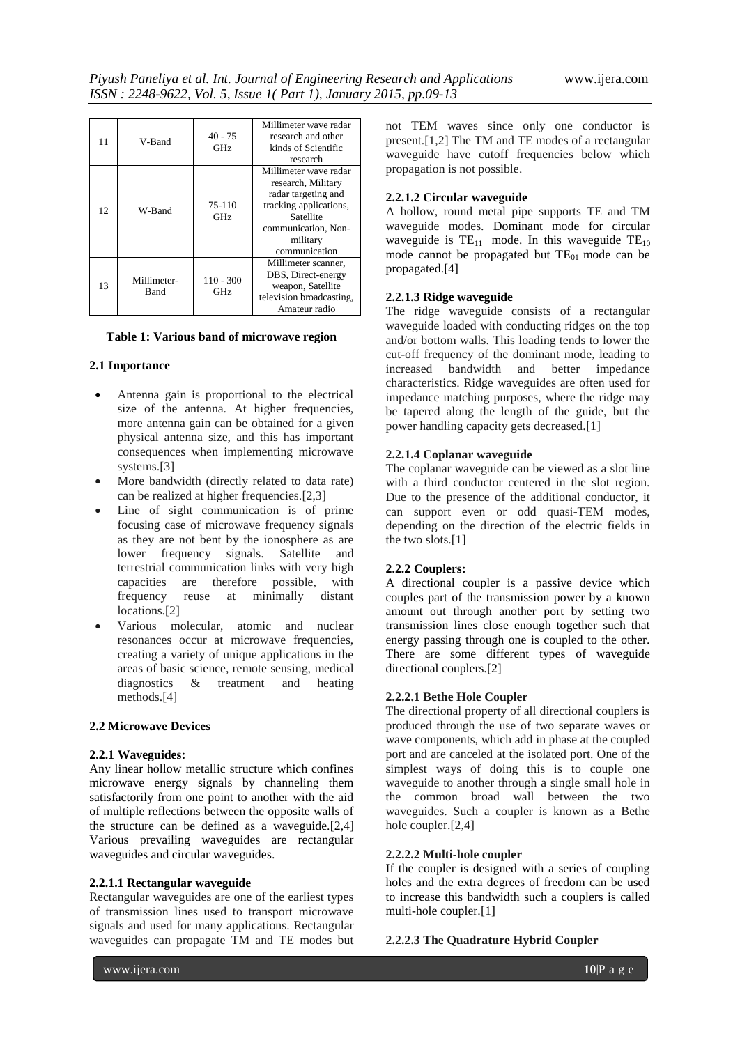| 11 | V-Band | 40 - 75 GHz | Millimeter wave radar research and other kinds of Scientific research |
|---|---|---|---|
| 12 | W-Band | 75-110 GHz | Millimeter wave radar research, Military radar targeting and tracking applications, Satellite communication, Non-military communication |
| 13 | Millimeter-Band | 110 - 300 GHz | Millimeter scanner, DBS, Direct-energy weapon, Satellite television broadcasting, Amateur radio |

**Table 1: Various band of microwave region**

### 2.1 Importance

- Antenna gain is proportional to the electrical size of the antenna. At higher frequencies, more antenna gain can be obtained for a given physical antenna size, and this has important consequences when implementing microwave systems.[3]
- More bandwidth (directly related to data rate) can be realized at higher frequencies.[2,3]
- Line of sight communication is of prime focusing case of microwave frequency signals as they are not bent by the ionosphere as are lower frequency signals. Satellite and terrestrial communication links with very high capacities are therefore possible, with frequency reuse at minimally distant locations.[2]
- Various molecular, atomic and nuclear resonances occur at microwave frequencies, creating a variety of unique applications in the areas of basic science, remote sensing, medical diagnostics & treatment and heating methods.[4]

### 2.2 Microwave Devices

#### 2.2.1 Waveguides:

Any linear hollow metallic structure which confines microwave energy signals by channeling them satisfactorily from one point to another with the aid of multiple reflections between the opposite walls of the structure can be defined as a waveguide.[2,4] Various prevailing waveguides are rectangular waveguides and circular waveguides.

#### 2.2.1.1 Rectangular waveguide

Rectangular waveguides are one of the earliest types of transmission lines used to transport microwave signals and used for many applications. Rectangular waveguides can propagate TM and TE modes but not TEM waves since only one conductor is present.[1,2] The TM and TE modes of a rectangular waveguide have cutoff frequencies below which propagation is not possible.

#### 2.2.1.2 Circular waveguide

A hollow, round metal pipe supports TE and TM waveguide modes. Dominant mode for circular waveguide is $TE_{11}$ mode. In this waveguide $TE_{10}$ mode cannot be propagated but $TE_{01}$ mode can be propagated.[4]

#### 2.2.1.3 Ridge waveguide

The ridge waveguide consists of a rectangular waveguide loaded with conducting ridges on the top and/or bottom walls. This loading tends to lower the cut-off frequency of the dominant mode, leading to increased bandwidth and better impedance characteristics. Ridge waveguides are often used for impedance matching purposes, where the ridge may be tapered along the length of the guide, but the power handling capacity gets decreased.[1]

#### 2.2.1.4 Coplanar waveguide

The coplanar waveguide can be viewed as a slot line with a third conductor centered in the slot region. Due to the presence of the additional conductor, it can support even or odd quasi-TEM modes, depending on the direction of the electric fields in the two slots.[1]

#### 2.2.2 Couplers:

A directional coupler is a passive device which couples part of the transmission power by a known amount out through another port by setting two transmission lines close enough together such that energy passing through one is coupled to the other. There are some different types of waveguide directional couplers.[2]

#### 2.2.2.1 Bethe Hole Coupler

The directional property of all directional couplers is produced through the use of two separate waves or wave components, which add in phase at the coupled port and are canceled at the isolated port. One of the simplest ways of doing this is to couple one waveguide to another through a single small hole in the common broad wall between the two waveguides. Such a coupler is known as a Bethe hole coupler.[2,4]

#### 2.2.2.2 Multi-hole coupler

If the coupler is designed with a series of coupling holes and the extra degrees of freedom can be used to increase this bandwidth such a couplers is called multi-hole coupler.[1]

#### 2.2.2.3 The Quadrature Hybrid Coupler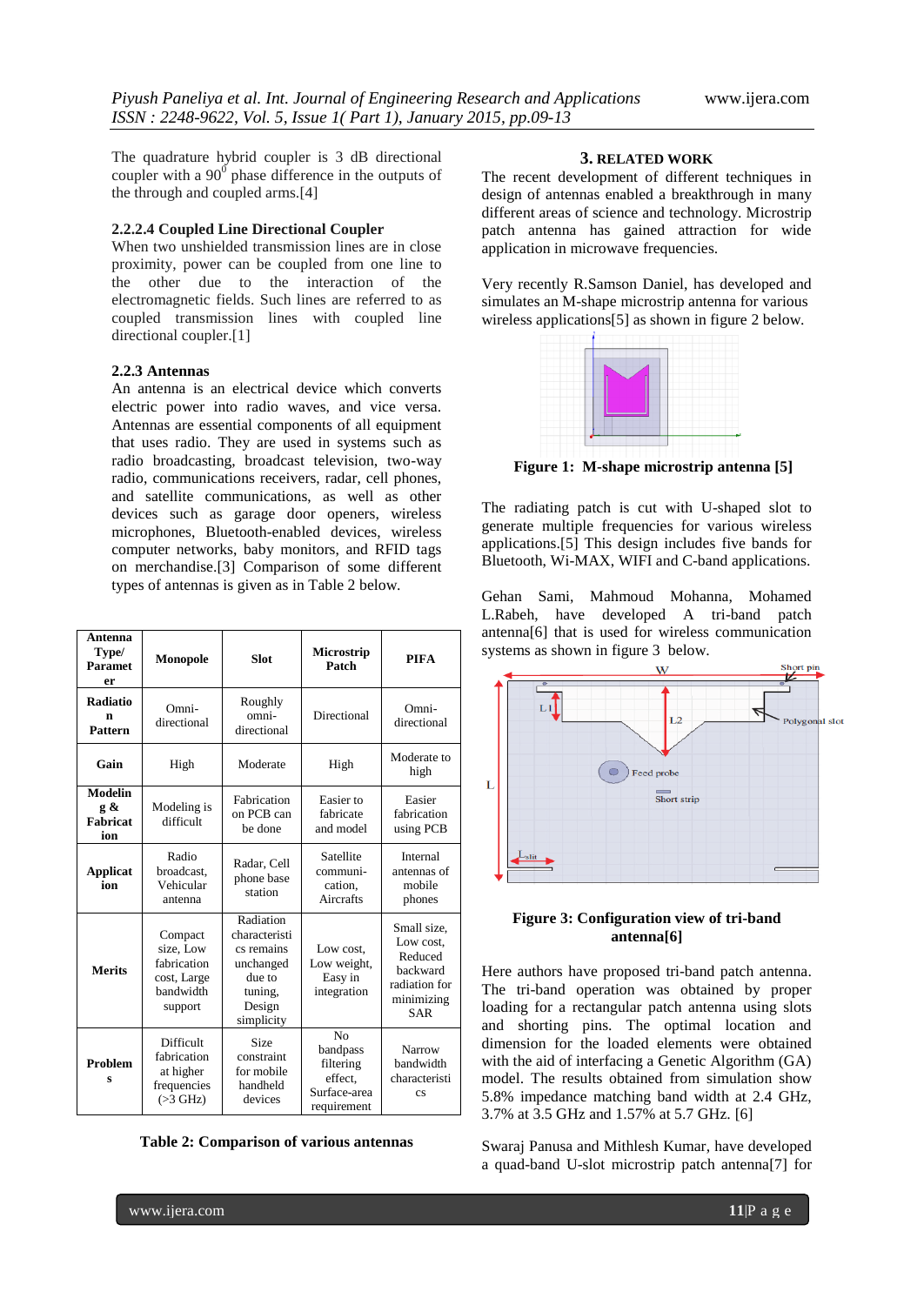The quadrature hybrid coupler is 3 dB directional coupler with a $90^0$ phase difference in the outputs of the through and coupled arms.[4]

### 2.2.2.4 Coupled Line Directional Coupler

When two unshielded transmission lines are in close proximity, power can be coupled from one line to the other due to the interaction of the electromagnetic fields. Such lines are referred to as coupled transmission lines with coupled line directional coupler.[1]

### 2.2.3 Antennas

An antenna is an electrical device which converts electric power into radio waves, and vice versa. Antennas are essential components of all equipment that uses radio. They are used in systems such as radio broadcasting, broadcast television, two-way radio, communications receivers, radar, cell phones, and satellite communications, as well as other devices such as garage door openers, wireless microphones, Bluetooth-enabled devices, wireless computer networks, baby monitors, and RFID tags on merchandise.[3] Comparison of some different types of antennas is given as in Table 2 below.

| Antenna Type/ Parameter | Monopole | Slot | Microstrip Patch | PIFA |
|---|---|---|---|---|
| Radiation Pattern | Omni-directional | Roughly omni-directional | Directional | Omni-directional |
| Gain | High | Moderate | High | Moderate to high |
| Modeling & Fabrication | Modeling is difficult | Fabrication on PCB can be done | Easier to fabricate and model | Easier fabrication using PCB |
| Application | Radio broadcast, Vehicular antenna | Radar, Cell phone base station | Satellite communi-cation, Aircrafts | Internal antennas of mobile phones |
| Merits | Compact size, Low fabrication cost, Large bandwidth support | Radiation characteristics remains unchanged due to tuning, Design simplicity | Low cost, Low weight, Easy in integration | Small size, Low cost, Reduced backward radiation for minimizing SAR |
| Problems | Difficult fabrication at higher frequencies (>3 GHz) | Size constraint for mobile handheld devices | No bandpass filtering effect, Surface-area requirement | Narrow bandwidth characteristics |

**Table 2: Comparison of various antennas**

## 3. RELATED WORK

The recent development of different techniques in design of antennas enabled a breakthrough in many different areas of science and technology. Microstrip patch antenna has gained attraction for wide application in microwave frequencies.

Very recently R.Samson Daniel, has developed and simulates an M-shape microstrip antenna for various wireless applications[5] as shown in figure 2 below.

**Figure 1: M-shape microstrip antenna [5]**

The radiating patch is cut with U-shaped slot to generate multiple frequencies for various wireless applications.[5] This design includes five bands for Bluetooth, Wi-MAX, WIFI and C-band applications.

Gehan Sami, Mahmoud Mohanna, Mohamed L.Rabeh, have developed A tri-band patch antenna[6] that is used for wireless communication systems as shown in figure 3 below.

**Figure 3: Configuration view of tri-band antenna[6]**

Here authors have proposed tri-band patch antenna. The tri-band operation was obtained by proper loading for a rectangular patch antenna using slots and shorting pins. The optimal location and dimension for the loaded elements were obtained with the aid of interfacing a Genetic Algorithm (GA) model. The results obtained from simulation show 5.8% impedance matching band width at 2.4 GHz, 3.7% at 3.5 GHz and 1.57% at 5.7 GHz. [6]

Swaraj Panusa and Mithlesh Kumar, have developed a quad-band U-slot microstrip patch antenna[7] for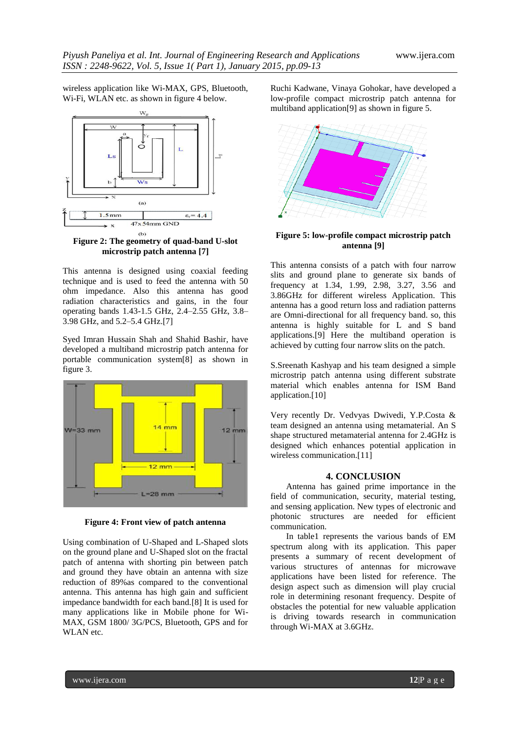wireless application like Wi-MAX, GPS, Bluetooth, Wi-Fi, WLAN etc. as shown in figure 4 below.

**Figure 2: The geometry of quad-band U-slot microstrip patch antenna [7]**

This antenna is designed using coaxial feeding technique and is used to feed the antenna with 50 ohm impedance. Also this antenna has good radiation characteristics and gains, in the four operating bands 1.43-1.5 GHz, 2.4–2.55 GHz, 3.8–3.98 GHz, and 5.2–5.4 GHz.[7]

Syed Imran Hussain Shah and Shahid Bashir, have developed a multiband microstrip patch antenna for portable communication system[8] as shown in figure 3.

**Figure 4: Front view of patch antenna**

Using combination of U-Shaped and L-Shaped slots on the ground plane and U-Shaped slot on the fractal patch of antenna with shorting pin between patch and ground they have obtain an antenna with size reduction of 89%as compared to the conventional antenna. This antenna has high gain and sufficient impedance bandwidth for each band.[8] It is used for many applications like in Mobile phone for Wi-MAX, GSM 1800/ 3G/PCS, Bluetooth, GPS and for WLAN etc.

Ruchi Kadwane, Vinaya Gohokar, have developed a low-profile compact microstrip patch antenna for multiband application[9] as shown in figure 5.

**Figure 5: low-profile compact microstrip patch antenna [9]**

This antenna consists of a patch with four narrow slits and ground plane to generate six bands of frequency at 1.34, 1.99, 2.98, 3.27, 3.56 and 3.86GHz for different wireless Application. This antenna has a good return loss and radiation patterns are Omni-directional for all frequency band. so, this antenna is highly suitable for L and S band applications.[9] Here the multiband operation is achieved by cutting four narrow slits on the patch.

S.Sreenath Kashyap and his team designed a simple microstrip patch antenna using different substrate material which enables antenna for ISM Band application.[10]

Very recently Dr. Vedvyas Dwivedi, Y.P.Costa & team designed an antenna using metamaterial. An S shape structured metamaterial antenna for 2.4GHz is designed which enhances potential application in wireless communication.[11]

## 4. CONCLUSION

Antenna has gained prime importance in the field of communication, security, material testing, and sensing application. New types of electronic and photonic structures are needed for efficient communication.

In table1 represents the various bands of EM spectrum along with its application. This paper presents a summary of recent development of various structures of antennas for microwave applications have been listed for reference. The design aspect such as dimension will play crucial role in determining resonant frequency. Despite of obstacles the potential for new valuable application is driving towards research in communication through Wi-MAX at 3.6GHz.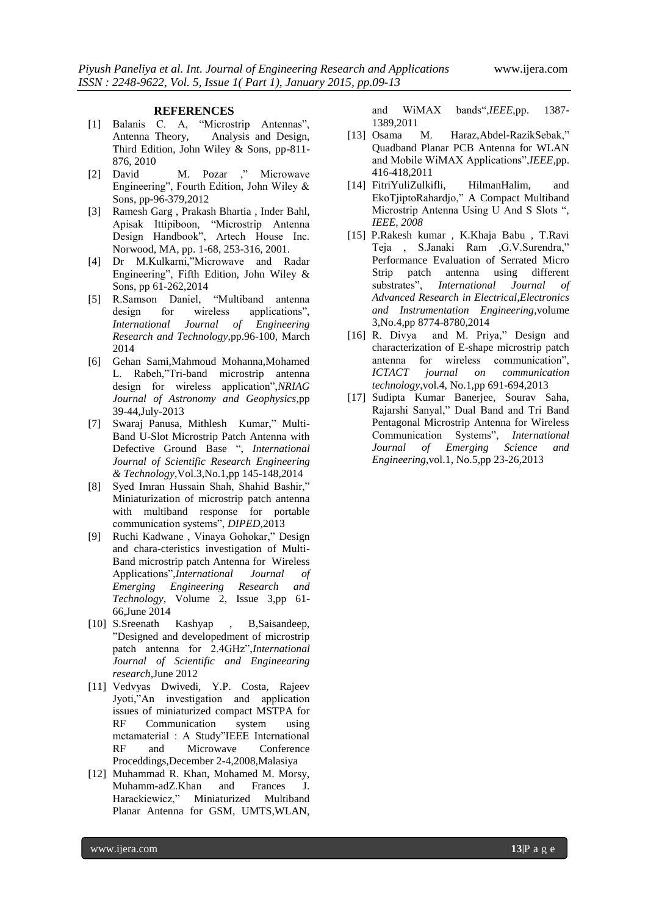## REFERENCES

[1] Balanis C. A, "Microstrip Antennas", Antenna Theory, Analysis and Design, Third Edition, John Wiley & Sons, pp-811-876, 2010

[2] David M. Pozar ," Microwave Engineering", Fourth Edition, John Wiley & Sons, pp-96-379,2012

[3] Ramesh Garg , Prakash Bhartia , Inder Bahl, Apisak Ittipiboon, "Microstrip Antenna Design Handbook", Artech House Inc. Norwood, MA, pp. 1-68, 253-316, 2001.

[4] Dr M.Kulkarni,"Microwave and Radar Engineering", Fifth Edition, John Wiley & Sons, pp 61-262,2014

[5] R.Samson Daniel, "Multiband antenna design for wireless applications", *International Journal of Engineering Research and Technology*,pp.96-100, March 2014

[6] Gehan Sami,Mahmoud Mohanna,Mohamed L. Rabeh,"Tri-band microstrip antenna design for wireless application",*NRIAG Journal of Astronomy and Geophysics*,pp 39-44,July-2013

[7] Swaraj Panusa, Mithlesh Kumar," Multi-Band U-Slot Microstrip Patch Antenna with Defective Ground Base ", *International Journal of Scientific Research Engineering & Technology*,Vol.3,No.1,pp 145-148,2014

[8] Syed Imran Hussain Shah, Shahid Bashir," Miniaturization of microstrip patch antenna with multiband response for portable communication systems", *DIPED*,2013

[9] Ruchi Kadwane , Vinaya Gohokar," Design and chara-cteristics investigation of Multi-Band microstrip patch Antenna for Wireless Applications",*International Journal of Emerging Engineering Research and Technology*, Volume 2, Issue 3,pp 61-66,June 2014

[10] S.Sreenath Kashyap , B,Saisandeep, "Designed and developedment of microstrip patch antenna for 2.4GHz",*International Journal of Scientific and Engineearing research*,June 2012

[11] Vedvyas Dwivedi, Y.P. Costa, Rajeev Jyoti,"An investigation and application issues of miniaturized compact MSTPA for RF Communication system using metamaterial : A Study"IEEE International RF and Microwave Conference Proceddings,December 2-4,2008,Malasiya

[12] Muhammad R. Khan, Mohamed M. Morsy, Muhamm-adZ.Khan and Frances J. Harackiewicz," Miniaturized Multiband Planar Antenna for GSM, UMTS,WLAN, and WiMAX bands",*IEEE*,pp. 1387-1389,2011

[13] Osama M. Haraz,Abdel-RazikSebak," Quadband Planar PCB Antenna for WLAN and Mobile WiMAX Applications",*IEEE*,pp. 416-418,2011

[14] FitriYuliZulkifli, HilmanHalim, and EkoTjiptoRahardjo," A Compact Multiband Microstrip Antenna Using U And S Slots ", *IEEE, 2008*

[15] P.Rakesh kumar , K.Khaja Babu , T.Ravi Teja , S.Janaki Ram ,G.V.Surendra," Performance Evaluation of Serrated Micro Strip patch antenna using different substrates", *International Journal of Advanced Research in Electrical,Electronics and Instrumentation Engineering*,volume 3,No.4,pp 8774-8780,2014

[16] R. Divya and M. Priya," Design and characterization of E-shape microstrip patch antenna for wireless communication", *ICTACT journal on communication technology*,vol.4, No.1,pp 691-694,2013

[17] Sudipta Kumar Banerjee, Sourav Saha, Rajarshi Sanyal," Dual Band and Tri Band Pentagonal Microstrip Antenna for Wireless Communication Systems", *International Journal of Emerging Science and Engineering*,vol.1, No.5,pp 23-26,2013